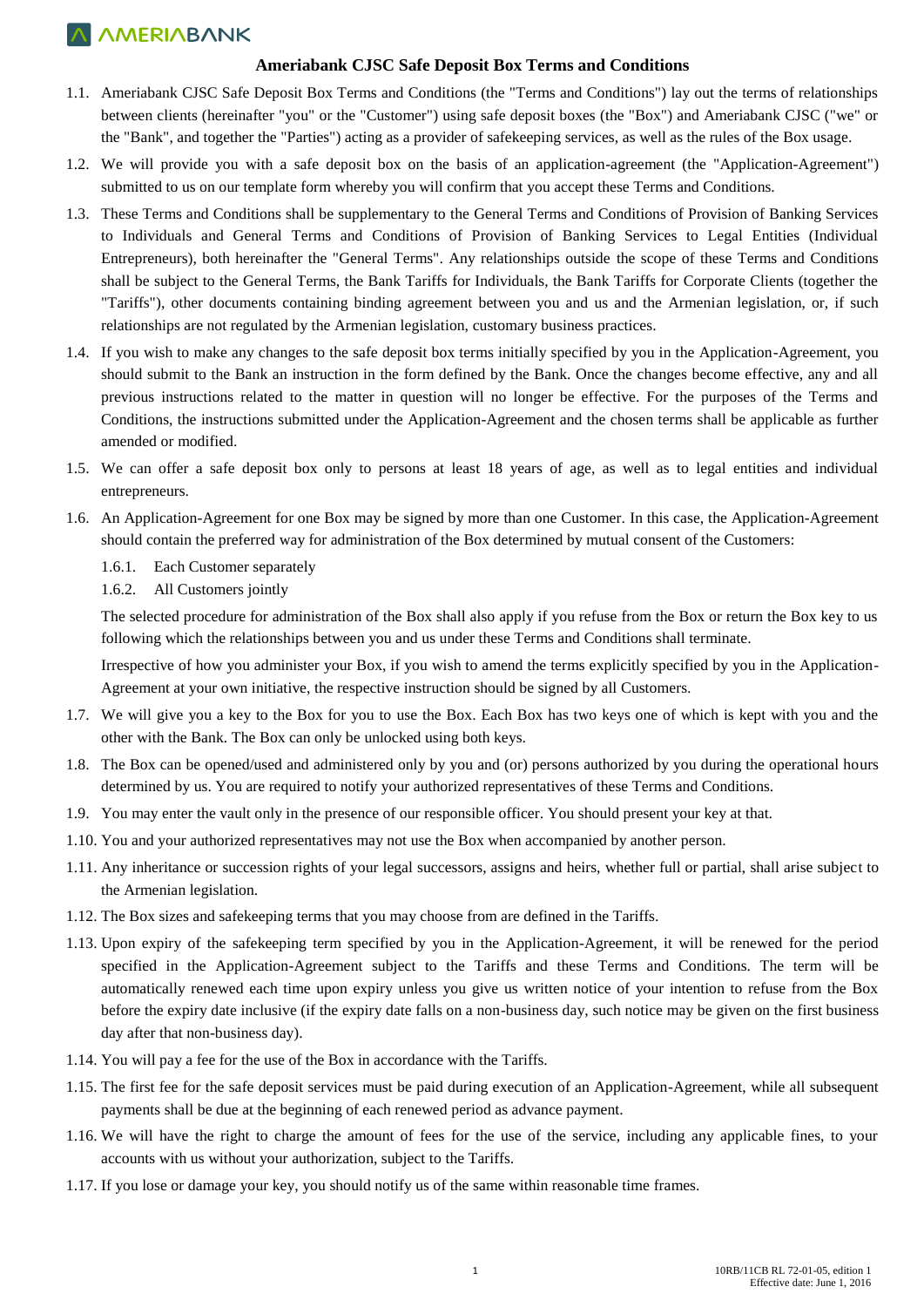# Ameriabank CJSC Safe Deposit Box Terms and Conditions

1.1. Ameriabank CJSC Safe Deposit Box Terms and Conditions (the "Terms and Conditions") lay out the terms of relationships between clients (hereinafter "you" or the "Customer") using safe deposit boxes (the "Box") and Ameriabank CJSC ("we" or the "Bank", and together the "Parties") acting as a provider of safekeeping services, as well as the rules of the Box usage.

1.2. We will provide you with a safe deposit box on the basis of an application-agreement (the "Application-Agreement") submitted to us on our template form whereby you will confirm that you accept these Terms and Conditions.

1.3. These Terms and Conditions shall be supplementary to the General Terms and Conditions of Provision of Banking Services to Individuals and General Terms and Conditions of Provision of Banking Services to Legal Entities (Individual Entrepreneurs), both hereinafter the "General Terms". Any relationships outside the scope of these Terms and Conditions shall be subject to the General Terms, the Bank Tariffs for Individuals, the Bank Tariffs for Corporate Clients (together the "Tariffs"), other documents containing binding agreement between you and us and the Armenian legislation, or, if such relationships are not regulated by the Armenian legislation, customary business practices.

1.4. If you wish to make any changes to the safe deposit box terms initially specified by you in the Application-Agreement, you should submit to the Bank an instruction in the form defined by the Bank. Once the changes become effective, any and all previous instructions related to the matter in question will no longer be effective. For the purposes of the Terms and Conditions, the instructions submitted under the Application-Agreement and the chosen terms shall be applicable as further amended or modified.

1.5. We can offer a safe deposit box only to persons at least 18 years of age, as well as to legal entities and individual entrepreneurs.

1.6. An Application-Agreement for one Box may be signed by more than one Customer. In this case, the Application-Agreement should contain the preferred way for administration of the Box determined by mutual consent of the Customers:

  1.6.1. Each Customer separately

  1.6.2. All Customers jointly

  The selected procedure for administration of the Box shall also apply if you refuse from the Box or return the Box key to us following which the relationships between you and us under these Terms and Conditions shall terminate.

  Irrespective of how you administer your Box, if you wish to amend the terms explicitly specified by you in the Application-Agreement at your own initiative, the respective instruction should be signed by all Customers.

1.7. We will give you a key to the Box for you to use the Box. Each Box has two keys one of which is kept with you and the other with the Bank. The Box can only be unlocked using both keys.

1.8. The Box can be opened/used and administered only by you and (or) persons authorized by you during the operational hours determined by us. You are required to notify your authorized representatives of these Terms and Conditions.

1.9. You may enter the vault only in the presence of our responsible officer. You should present your key at that.

1.10. You and your authorized representatives may not use the Box when accompanied by another person.

1.11. Any inheritance or succession rights of your legal successors, assigns and heirs, whether full or partial, shall arise subject to the Armenian legislation.

1.12. The Box sizes and safekeeping terms that you may choose from are defined in the Tariffs.

1.13. Upon expiry of the safekeeping term specified by you in the Application-Agreement, it will be renewed for the period specified in the Application-Agreement subject to the Tariffs and these Terms and Conditions. The term will be automatically renewed each time upon expiry unless you give us written notice of your intention to refuse from the Box before the expiry date inclusive (if the expiry date falls on a non-business day, such notice may be given on the first business day after that non-business day).

1.14. You will pay a fee for the use of the Box in accordance with the Tariffs.

1.15. The first fee for the safe deposit services must be paid during execution of an Application-Agreement, while all subsequent payments shall be due at the beginning of each renewed period as advance payment.

1.16. We will have the right to charge the amount of fees for the use of the service, including any applicable fines, to your accounts with us without your authorization, subject to the Tariffs.

1.17. If you lose or damage your key, you should notify us of the same within reasonable time frames.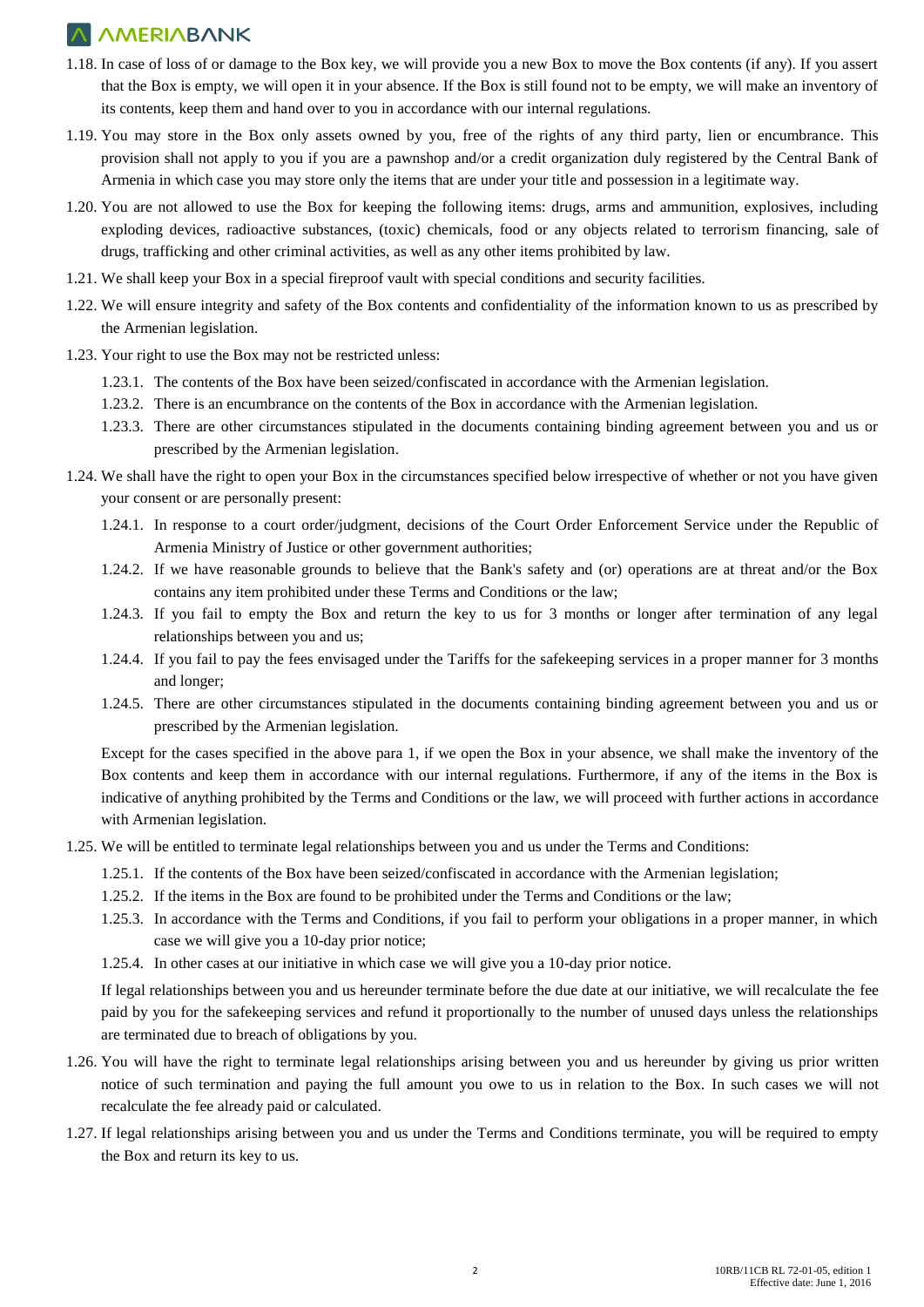1.18. In case of loss of or damage to the Box key, we will provide you a new Box to move the Box contents (if any). If you assert that the Box is empty, we will open it in your absence. If the Box is still found not to be empty, we will make an inventory of its contents, keep them and hand over to you in accordance with our internal regulations.

1.19. You may store in the Box only assets owned by you, free of the rights of any third party, lien or encumbrance. This provision shall not apply to you if you are a pawnshop and/or a credit organization duly registered by the Central Bank of Armenia in which case you may store only the items that are under your title and possession in a legitimate way.

1.20. You are not allowed to use the Box for keeping the following items: drugs, arms and ammunition, explosives, including exploding devices, radioactive substances, (toxic) chemicals, food or any objects related to terrorism financing, sale of drugs, trafficking and other criminal activities, as well as any other items prohibited by law.

1.21. We shall keep your Box in a special fireproof vault with special conditions and security facilities.

1.22. We will ensure integrity and safety of the Box contents and confidentiality of the information known to us as prescribed by the Armenian legislation.

1.23. Your right to use the Box may not be restricted unless:

1.23.1. The contents of the Box have been seized/confiscated in accordance with the Armenian legislation.

1.23.2. There is an encumbrance on the contents of the Box in accordance with the Armenian legislation.

1.23.3. There are other circumstances stipulated in the documents containing binding agreement between you and us or prescribed by the Armenian legislation.

1.24. We shall have the right to open your Box in the circumstances specified below irrespective of whether or not you have given your consent or are personally present:

1.24.1. In response to a court order/judgment, decisions of the Court Order Enforcement Service under the Republic of Armenia Ministry of Justice or other government authorities;

1.24.2. If we have reasonable grounds to believe that the Bank's safety and (or) operations are at threat and/or the Box contains any item prohibited under these Terms and Conditions or the law;

1.24.3. If you fail to empty the Box and return the key to us for 3 months or longer after termination of any legal relationships between you and us;

1.24.4. If you fail to pay the fees envisaged under the Tariffs for the safekeeping services in a proper manner for 3 months and longer;

1.24.5. There are other circumstances stipulated in the documents containing binding agreement between you and us or prescribed by the Armenian legislation.

Except for the cases specified in the above para 1, if we open the Box in your absence, we shall make the inventory of the Box contents and keep them in accordance with our internal regulations. Furthermore, if any of the items in the Box is indicative of anything prohibited by the Terms and Conditions or the law, we will proceed with further actions in accordance with Armenian legislation.

1.25. We will be entitled to terminate legal relationships between you and us under the Terms and Conditions:

1.25.1. If the contents of the Box have been seized/confiscated in accordance with the Armenian legislation;

1.25.2. If the items in the Box are found to be prohibited under the Terms and Conditions or the law;

1.25.3. In accordance with the Terms and Conditions, if you fail to perform your obligations in a proper manner, in which case we will give you a 10-day prior notice;

1.25.4. In other cases at our initiative in which case we will give you a 10-day prior notice.

If legal relationships between you and us hereunder terminate before the due date at our initiative, we will recalculate the fee paid by you for the safekeeping services and refund it proportionally to the number of unused days unless the relationships are terminated due to breach of obligations by you.

1.26. You will have the right to terminate legal relationships arising between you and us hereunder by giving us prior written notice of such termination and paying the full amount you owe to us in relation to the Box. In such cases we will not recalculate the fee already paid or calculated.

1.27. If legal relationships arising between you and us under the Terms and Conditions terminate, you will be required to empty the Box and return its key to us.